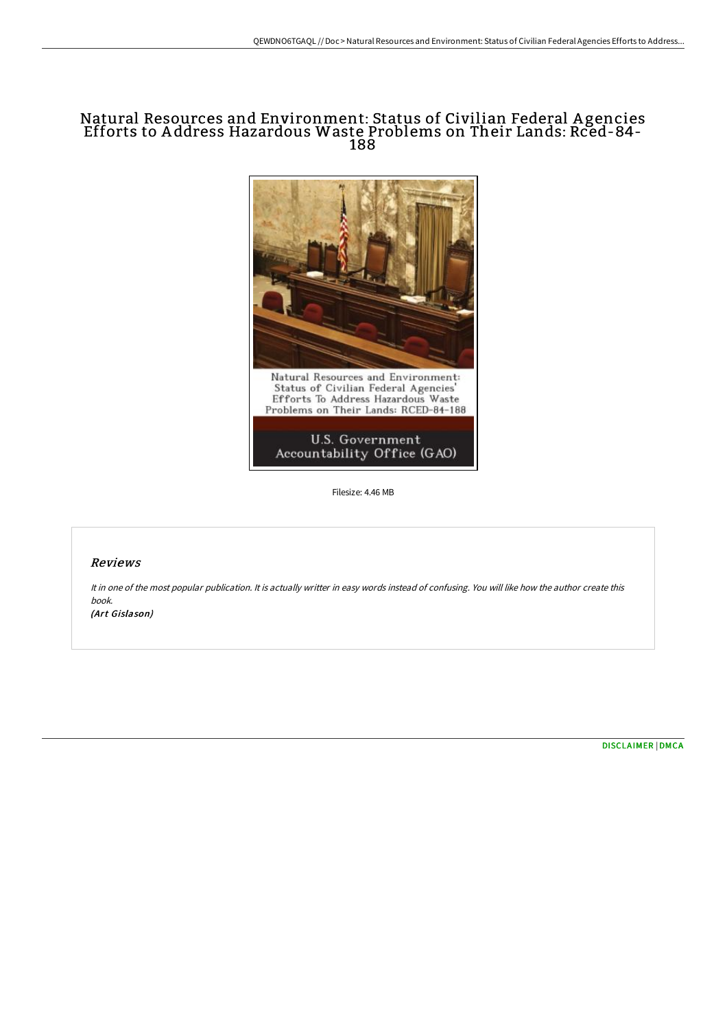# Natural Resources and Environment: Status of Civilian Federal Agencies Efforts to Address Hazardous Waste Problems on Their Lands: Rced-84-188

Natural Resources and Environment: Status of Civilian Federal Agencies' Efforts To Address Hazardous Waste Problems on Their Lands: RCED-84-188

U.S. Government Accountability Office (GAO)

Filesize: 4.46 MB

## Reviews

*It in one of the most popular publication. It is actually writter in easy words instead of confusing. You will like how the author create this book.*
***(Art Gislason)***

[DISCLAIMER](#) | [DMCA](#)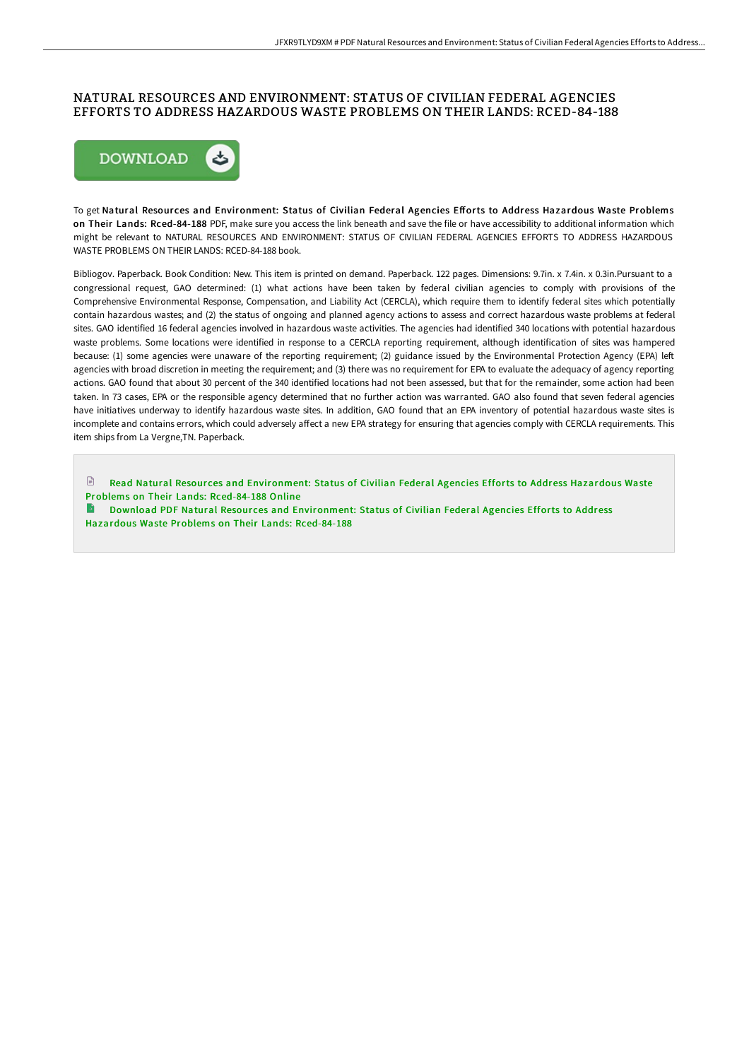# NATURAL RESOURCES AND ENVIRONMENT: STATUS OF CIVILIAN FEDERAL AGENCIES EFFORTS TO ADDRESS HAZARDOUS WASTE PROBLEMS ON THEIR LANDS: RCED-84-188

DOWNLOAD

To get **Natural Resources and Environment: Status of Civilian Federal Agencies Efforts to Address Hazardous Waste Problems on Their Lands: Rced-84-188** PDF, make sure you access the link beneath and save the file or have accessibility to additional information which might be relevant to NATURAL RESOURCES AND ENVIRONMENT: STATUS OF CIVILIAN FEDERAL AGENCIES EFFORTS TO ADDRESS HAZARDOUS WASTE PROBLEMS ON THEIR LANDS: RCED-84-188 book.

Bibliogov. Paperback. Book Condition: New. This item is printed on demand. Paperback. 122 pages. Dimensions: 9.7in. x 7.4in. x 0.3in.Pursuant to a congressional request, GAO determined: (1) what actions have been taken by federal civilian agencies to comply with provisions of the Comprehensive Environmental Response, Compensation, and Liability Act (CERCLA), which require them to identify federal sites which potentially contain hazardous wastes; and (2) the status of ongoing and planned agency actions to assess and correct hazardous waste problems at federal sites. GAO identified 16 federal agencies involved in hazardous waste activities. The agencies had identified 340 locations with potential hazardous waste problems. Some locations were identified in response to a CERCLA reporting requirement, although identification of sites was hampered because: (1) some agencies were unaware of the reporting requirement; (2) guidance issued by the Environmental Protection Agency (EPA) left agencies with broad discretion in meeting the requirement; and (3) there was no requirement for EPA to evaluate the adequacy of agency reporting actions. GAO found that about 30 percent of the 340 identified locations had not been assessed, but that for the remainder, some action had been taken. In 73 cases, EPA or the responsible agency determined that no further action was warranted. GAO also found that seven federal agencies have initiatives underway to identify hazardous waste sites. In addition, GAO found that an EPA inventory of potential hazardous waste sites is incomplete and contains errors, which could adversely affect a new EPA strategy for ensuring that agencies comply with CERCLA requirements. This item ships from La Vergne,TN. Paperback.

Read Natural Resources and Environment: Status of Civilian Federal Agencies Efforts to Address Hazardous Waste Problems on Their Lands: Rced-84-188 Online

Download PDF Natural Resources and Environment: Status of Civilian Federal Agencies Efforts to Address Hazardous Waste Problems on Their Lands: Rced-84-188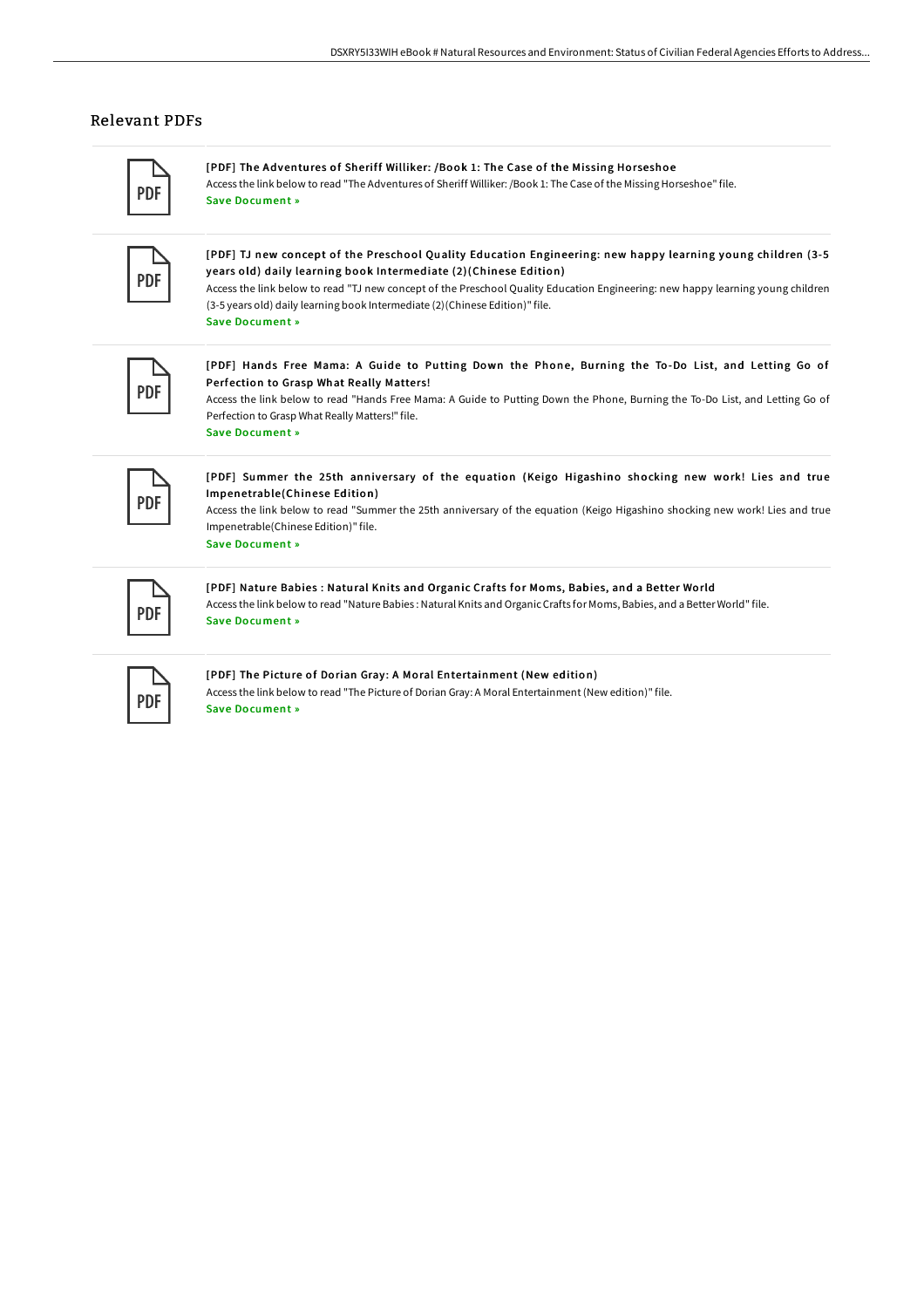## Relevant PDFs

**[PDF] The Adventures of Sheriff Williker: /Book 1: The Case of the Missing Horseshoe**

Access the link below to read "The Adventures of Sheriff Williker: /Book 1: The Case of the Missing Horseshoe" file.

Save Document »

**[PDF] TJ new concept of the Preschool Quality Education Engineering: new happy learning young children (3-5 years old) daily learning book Intermediate (2)(Chinese Edition)**

Access the link below to read "TJ new concept of the Preschool Quality Education Engineering: new happy learning young children (3-5 years old) daily learning book Intermediate (2)(Chinese Edition)" file.

Save Document »

**[PDF] Hands Free Mama: A Guide to Putting Down the Phone, Burning the To-Do List, and Letting Go of Perfection to Grasp What Really Matters!**

Access the link below to read "Hands Free Mama: A Guide to Putting Down the Phone, Burning the To-Do List, and Letting Go of Perfection to Grasp What Really Matters!" file.

Save Document »

**[PDF] Summer the 25th anniversary of the equation (Keigo Higashino shocking new work! Lies and true Impenetrable(Chinese Edition)**

Access the link below to read "Summer the 25th anniversary of the equation (Keigo Higashino shocking new work! Lies and true Impenetrable(Chinese Edition)" file.

Save Document »

**[PDF] Nature Babies : Natural Knits and Organic Crafts for Moms, Babies, and a Better World**

Access the link below to read "Nature Babies : Natural Knits and Organic Crafts for Moms, Babies, and a Better World" file.

Save Document »

**[PDF] The Picture of Dorian Gray: A Moral Entertainment (New edition)**

Access the link below to read "The Picture of Dorian Gray: A Moral Entertainment (New edition)" file.

Save Document »